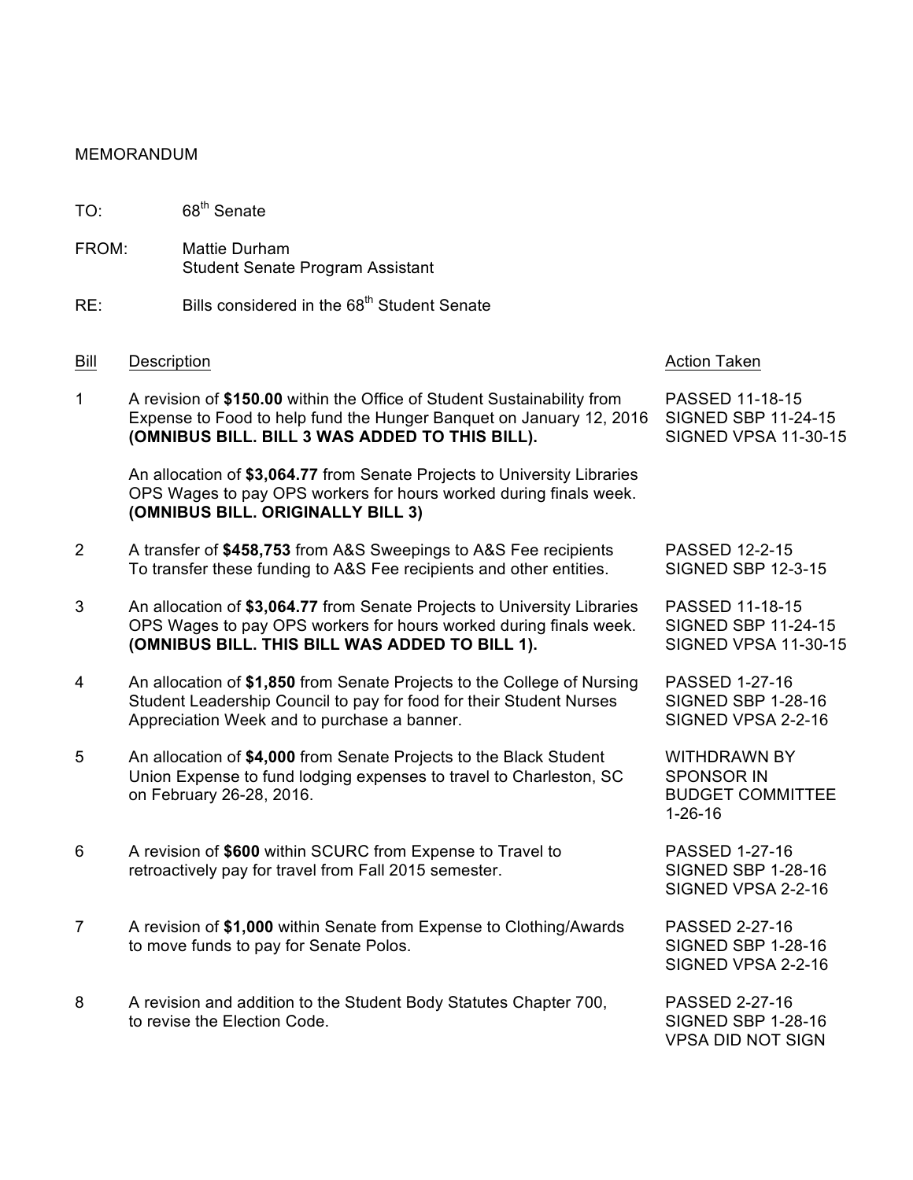MEMORANDUM

TO: 68th Senate

FROM: Mattie Durham  
Student Senate Program Assistant

RE: Bills considered in the 68th Student Senate

| Bill | Description | Action Taken |
|---|---|---|
| 1 | A revision of **$150.00** within the Office of Student Sustainability from Expense to Food to help fund the Hunger Banquet on January 12, 2016 **(OMNIBUS BILL. BILL 3 WAS ADDED TO THIS BILL).**<br><br>An allocation of **$3,064.77** from Senate Projects to University Libraries OPS Wages to pay OPS workers for hours worked during finals week. **(OMNIBUS BILL. ORIGINALLY BILL 3)** | PASSED 11-18-15<br>SIGNED SBP 11-24-15<br>SIGNED VPSA 11-30-15 |
| 2 | A transfer of **$458,753** from A&S Sweepings to A&S Fee recipients To transfer these funding to A&S Fee recipients and other entities. | PASSED 12-2-15<br>SIGNED SBP 12-3-15 |
| 3 | An allocation of **$3,064.77** from Senate Projects to University Libraries OPS Wages to pay OPS workers for hours worked during finals week. **(OMNIBUS BILL. THIS BILL WAS ADDED TO BILL 1).** | PASSED 11-18-15<br>SIGNED SBP 11-24-15<br>SIGNED VPSA 11-30-15 |
| 4 | An allocation of **$1,850** from Senate Projects to the College of Nursing Student Leadership Council to pay for food for their Student Nurses Appreciation Week and to purchase a banner. | PASSED 1-27-16<br>SIGNED SBP 1-28-16<br>SIGNED VPSA 2-2-16 |
| 5 | An allocation of **$4,000** from Senate Projects to the Black Student Union Expense to fund lodging expenses to travel to Charleston, SC on February 26-28, 2016. | WITHDRAWN BY SPONSOR IN BUDGET COMMITTEE 1-26-16 |
| 6 | A revision of **$600** within SCURC from Expense to Travel to retroactively pay for travel from Fall 2015 semester. | PASSED 1-27-16<br>SIGNED SBP 1-28-16<br>SIGNED VPSA 2-2-16 |
| 7 | A revision of **$1,000** within Senate from Expense to Clothing/Awards to move funds to pay for Senate Polos. | PASSED 2-27-16<br>SIGNED SBP 1-28-16<br>SIGNED VPSA 2-2-16 |
| 8 | A revision and addition to the Student Body Statutes Chapter 700, to revise the Election Code. | PASSED 2-27-16<br>SIGNED SBP 1-28-16<br>VPSA DID NOT SIGN |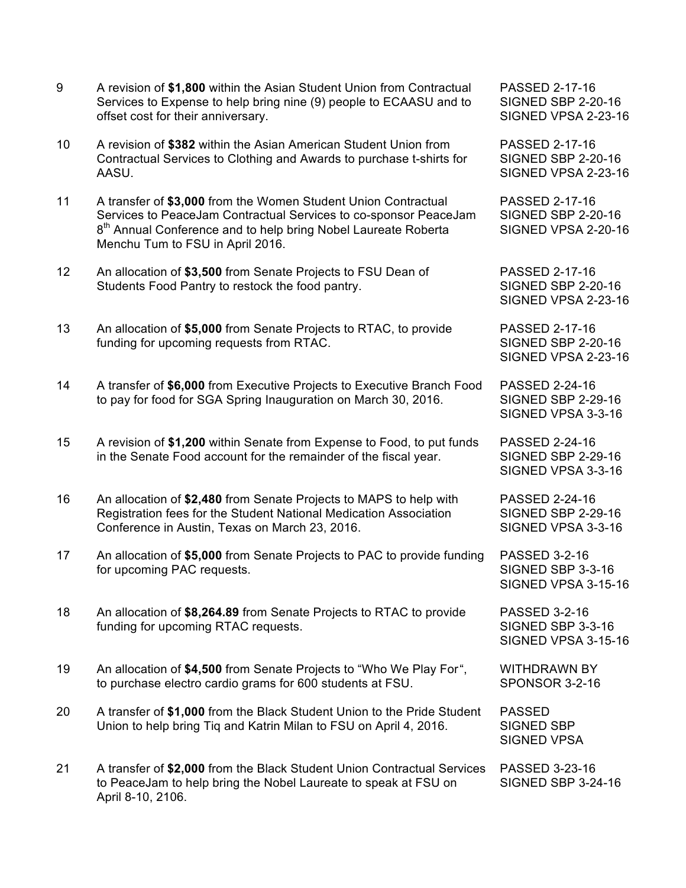| | | |
|---|---|---|
| 9 | A revision of **$1,800** within the Asian Student Union from Contractual Services to Expense to help bring nine (9) people to ECAASU and to offset cost for their anniversary. | PASSED 2-17-16<br>SIGNED SBP 2-20-16<br>SIGNED VPSA 2-23-16 |
| 10 | A revision of **$382** within the Asian American Student Union from Contractual Services to Clothing and Awards to purchase t-shirts for AASU. | PASSED 2-17-16<br>SIGNED SBP 2-20-16<br>SIGNED VPSA 2-23-16 |
| 11 | A transfer of **$3,000** from the Women Student Union Contractual Services to PeaceJam Contractual Services to co-sponsor PeaceJam 8th Annual Conference and to help bring Nobel Laureate Roberta Menchu Tum to FSU in April 2016. | PASSED 2-17-16<br>SIGNED SBP 2-20-16<br>SIGNED VPSA 2-20-16 |
| 12 | An allocation of **$3,500** from Senate Projects to FSU Dean of Students Food Pantry to restock the food pantry. | PASSED 2-17-16<br>SIGNED SBP 2-20-16<br>SIGNED VPSA 2-23-16 |
| 13 | An allocation of **$5,000** from Senate Projects to RTAC, to provide funding for upcoming requests from RTAC. | PASSED 2-17-16<br>SIGNED SBP 2-20-16<br>SIGNED VPSA 2-23-16 |
| 14 | A transfer of **$6,000** from Executive Projects to Executive Branch Food to pay for food for SGA Spring Inauguration on March 30, 2016. | PASSED 2-24-16<br>SIGNED SBP 2-29-16<br>SIGNED VPSA 3-3-16 |
| 15 | A revision of **$1,200** within Senate from Expense to Food, to put funds in the Senate Food account for the remainder of the fiscal year. | PASSED 2-24-16<br>SIGNED SBP 2-29-16<br>SIGNED VPSA 3-3-16 |
| 16 | An allocation of **$2,480** from Senate Projects to MAPS to help with Registration fees for the Student National Medication Association Conference in Austin, Texas on March 23, 2016. | PASSED 2-24-16<br>SIGNED SBP 2-29-16<br>SIGNED VPSA 3-3-16 |
| 17 | An allocation of **$5,000** from Senate Projects to PAC to provide funding for upcoming PAC requests. | PASSED 3-2-16<br>SIGNED SBP 3-3-16<br>SIGNED VPSA 3-15-16 |
| 18 | An allocation of **$8,264.89** from Senate Projects to RTAC to provide funding for upcoming RTAC requests. | PASSED 3-2-16<br>SIGNED SBP 3-3-16<br>SIGNED VPSA 3-15-16 |
| 19 | An allocation of **$4,500** from Senate Projects to "Who We Play For", to purchase electro cardio grams for 600 students at FSU. | WITHDRAWN BY SPONSOR 3-2-16 |
| 20 | A transfer of **$1,000** from the Black Student Union to the Pride Student Union to help bring Tiq and Katrin Milan to FSU on April 4, 2016. | PASSED<br>SIGNED SBP<br>SIGNED VPSA |
| 21 | A transfer of **$2,000** from the Black Student Union Contractual Services to PeaceJam to help bring the Nobel Laureate to speak at FSU on April 8-10, 2106. | PASSED 3-23-16<br>SIGNED SBP 3-24-16 |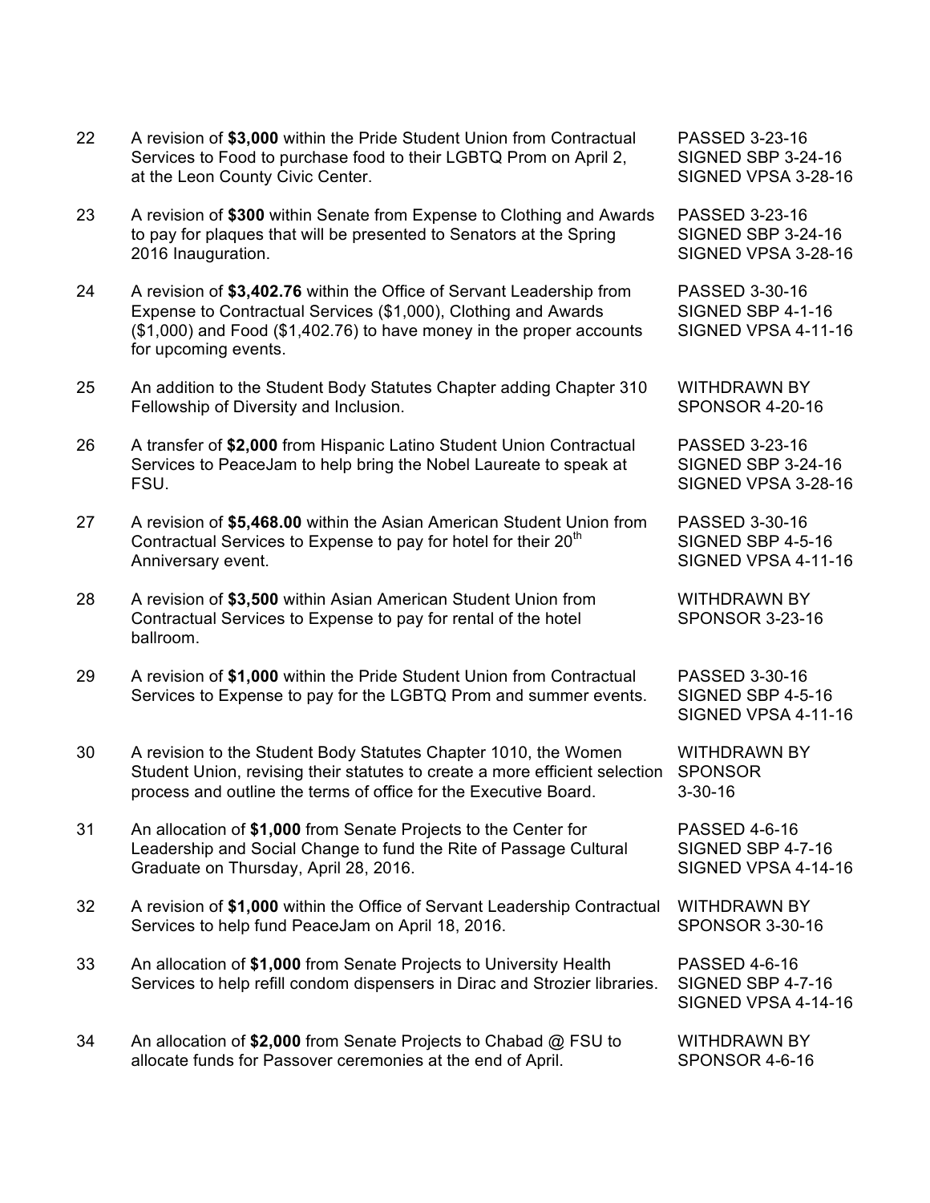| | | |
|---|---|---|
| 22 | A revision of **$3,000** within the Pride Student Union from Contractual Services to Food to purchase food to their LGBTQ Prom on April 2, at the Leon County Civic Center. | PASSED 3-23-16<br>SIGNED SBP 3-24-16<br>SIGNED VPSA 3-28-16 |
| 23 | A revision of **$300** within Senate from Expense to Clothing and Awards to pay for plaques that will be presented to Senators at the Spring 2016 Inauguration. | PASSED 3-23-16<br>SIGNED SBP 3-24-16<br>SIGNED VPSA 3-28-16 |
| 24 | A revision of **$3,402.76** within the Office of Servant Leadership from Expense to Contractual Services ($1,000), Clothing and Awards ($1,000) and Food ($1,402.76) to have money in the proper accounts for upcoming events. | PASSED 3-30-16<br>SIGNED SBP 4-1-16<br>SIGNED VPSA 4-11-16 |
| 25 | An addition to the Student Body Statutes Chapter adding Chapter 310 Fellowship of Diversity and Inclusion. | WITHDRAWN BY SPONSOR 4-20-16 |
| 26 | A transfer of **$2,000** from Hispanic Latino Student Union Contractual Services to PeaceJam to help bring the Nobel Laureate to speak at FSU. | PASSED 3-23-16<br>SIGNED SBP 3-24-16<br>SIGNED VPSA 3-28-16 |
| 27 | A revision of **$5,468.00** within the Asian American Student Union from Contractual Services to Expense to pay for hotel for their 20th Anniversary event. | PASSED 3-30-16<br>SIGNED SBP 4-5-16<br>SIGNED VPSA 4-11-16 |
| 28 | A revision of **$3,500** within Asian American Student Union from Contractual Services to Expense to pay for rental of the hotel ballroom. | WITHDRAWN BY SPONSOR 3-23-16 |
| 29 | A revision of **$1,000** within the Pride Student Union from Contractual Services to Expense to pay for the LGBTQ Prom and summer events. | PASSED 3-30-16<br>SIGNED SBP 4-5-16<br>SIGNED VPSA 4-11-16 |
| 30 | A revision to the Student Body Statutes Chapter 1010, the Women Student Union, revising their statutes to create a more efficient selection process and outline the terms of office for the Executive Board. | WITHDRAWN BY SPONSOR<br>3-30-16 |
| 31 | An allocation of **$1,000** from Senate Projects to the Center for Leadership and Social Change to fund the Rite of Passage Cultural Graduate on Thursday, April 28, 2016. | PASSED 4-6-16<br>SIGNED SBP 4-7-16<br>SIGNED VPSA 4-14-16 |
| 32 | A revision of **$1,000** within the Office of Servant Leadership Contractual Services to help fund PeaceJam on April 18, 2016. | WITHDRAWN BY SPONSOR 3-30-16 |
| 33 | An allocation of **$1,000** from Senate Projects to University Health Services to help refill condom dispensers in Dirac and Strozier libraries. | PASSED 4-6-16<br>SIGNED SBP 4-7-16<br>SIGNED VPSA 4-14-16 |
| 34 | An allocation of **$2,000** from Senate Projects to Chabad @ FSU to allocate funds for Passover ceremonies at the end of April. | WITHDRAWN BY SPONSOR 4-6-16 |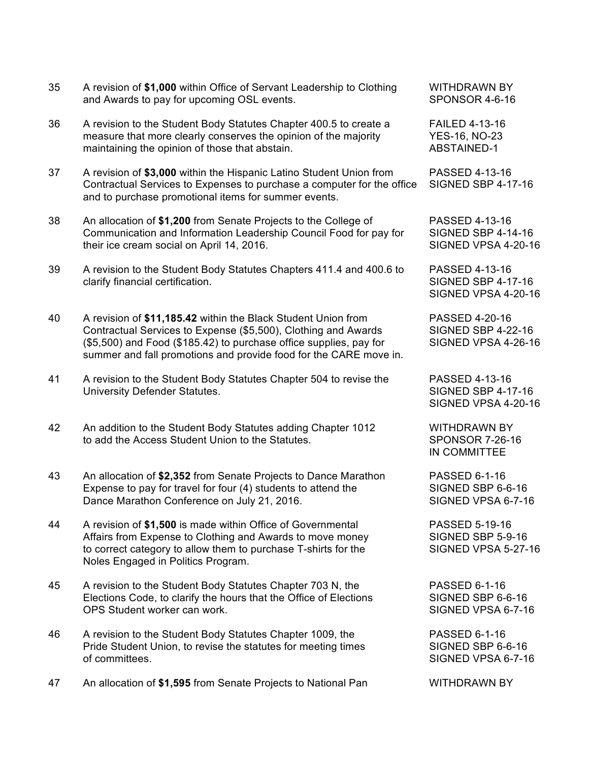| | | |
|---|---|---|
| 35 | A revision of **$1,000** within Office of Servant Leadership to Clothing and Awards to pay for upcoming OSL events. | WITHDRAWN BY SPONSOR 4-6-16 |
| 36 | A revision to the Student Body Statutes Chapter 400.5 to create a measure that more clearly conserves the opinion of the majority maintaining the opinion of those that abstain. | FAILED 4-13-16<br>YES-16, NO-23<br>ABSTAINED-1 |
| 37 | A revision of **$3,000** within the Hispanic Latino Student Union from Contractual Services to Expenses to purchase a computer for the office and to purchase promotional items for summer events. | PASSED 4-13-16<br>SIGNED SBP 4-17-16 |
| 38 | An allocation of **$1,200** from Senate Projects to the College of Communication and Information Leadership Council Food for pay for their ice cream social on April 14, 2016. | PASSED 4-13-16<br>SIGNED SBP 4-14-16<br>SIGNED VPSA 4-20-16 |
| 39 | A revision to the Student Body Statutes Chapters 411.4 and 400.6 to clarify financial certification. | PASSED 4-13-16<br>SIGNED SBP 4-17-16<br>SIGNED VPSA 4-20-16 |
| 40 | A revision of **$11,185.42** within the Black Student Union from Contractual Services to Expense ($5,500), Clothing and Awards ($5,500) and Food ($185.42) to purchase office supplies, pay for summer and fall promotions and provide food for the CARE move in. | PASSED 4-20-16<br>SIGNED SBP 4-22-16<br>SIGNED VPSA 4-26-16 |
| 41 | A revision to the Student Body Statutes Chapter 504 to revise the University Defender Statutes. | PASSED 4-13-16<br>SIGNED SBP 4-17-16<br>SIGNED VPSA 4-20-16 |
| 42 | An addition to the Student Body Statutes adding Chapter 1012 to add the Access Student Union to the Statutes. | WITHDRAWN BY SPONSOR 7-26-16<br>IN COMMITTEE |
| 43 | An allocation of **$2,352** from Senate Projects to Dance Marathon Expense to pay for travel for four (4) students to attend the Dance Marathon Conference on July 21, 2016. | PASSED 6-1-16<br>SIGNED SBP 6-6-16<br>SIGNED VPSA 6-7-16 |
| 44 | A revision of **$1,500** is made within Office of Governmental Affairs from Expense to Clothing and Awards to move money to correct category to allow them to purchase T-shirts for the Noles Engaged in Politics Program. | PASSED 5-19-16<br>SIGNED SBP 5-9-16<br>SIGNED VPSA 5-27-16 |
| 45 | A revision to the Student Body Statutes Chapter 703 N, the Elections Code, to clarify the hours that the Office of Elections OPS Student worker can work. | PASSED 6-1-16<br>SIGNED SBP 6-6-16<br>SIGNED VPSA 6-7-16 |
| 46 | A revision to the Student Body Statutes Chapter 1009, the Pride Student Union, to revise the statutes for meeting times of committees. | PASSED 6-1-16<br>SIGNED SBP 6-6-16<br>SIGNED VPSA 6-7-16 |
| 47 | An allocation of **$1,595** from Senate Projects to National Pan | WITHDRAWN BY |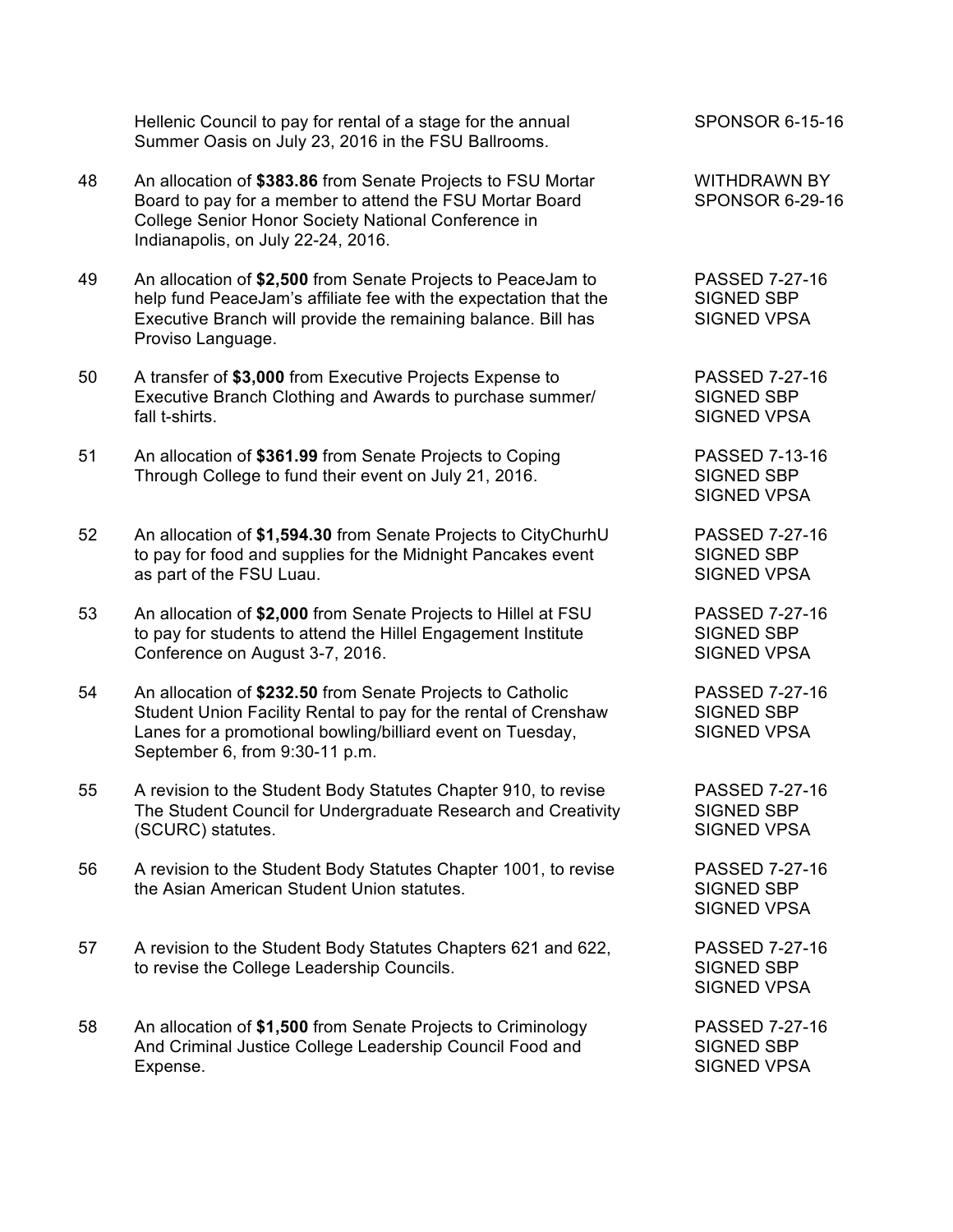| | | |
|---|---|---|
| | Hellenic Council to pay for rental of a stage for the annual Summer Oasis on July 23, 2016 in the FSU Ballrooms. | SPONSOR 6-15-16 |
| 48 | An allocation of **$383.86** from Senate Projects to FSU Mortar Board to pay for a member to attend the FSU Mortar Board College Senior Honor Society National Conference in Indianapolis, on July 22-24, 2016. | WITHDRAWN BY SPONSOR 6-29-16 |
| 49 | An allocation of **$2,500** from Senate Projects to PeaceJam to help fund PeaceJam's affiliate fee with the expectation that the Executive Branch will provide the remaining balance. Bill has Proviso Language. | PASSED 7-27-16<br>SIGNED SBP<br>SIGNED VPSA |
| 50 | A transfer of **$3,000** from Executive Projects Expense to Executive Branch Clothing and Awards to purchase summer/ fall t-shirts. | PASSED 7-27-16<br>SIGNED SBP<br>SIGNED VPSA |
| 51 | An allocation of **$361.99** from Senate Projects to Coping Through College to fund their event on July 21, 2016. | PASSED 7-13-16<br>SIGNED SBP<br>SIGNED VPSA |
| 52 | An allocation of **$1,594.30** from Senate Projects to CityChurhU to pay for food and supplies for the Midnight Pancakes event as part of the FSU Luau. | PASSED 7-27-16<br>SIGNED SBP<br>SIGNED VPSA |
| 53 | An allocation of **$2,000** from Senate Projects to Hillel at FSU to pay for students to attend the Hillel Engagement Institute Conference on August 3-7, 2016. | PASSED 7-27-16<br>SIGNED SBP<br>SIGNED VPSA |
| 54 | An allocation of **$232.50** from Senate Projects to Catholic Student Union Facility Rental to pay for the rental of Crenshaw Lanes for a promotional bowling/billiard event on Tuesday, September 6, from 9:30-11 p.m. | PASSED 7-27-16<br>SIGNED SBP<br>SIGNED VPSA |
| 55 | A revision to the Student Body Statutes Chapter 910, to revise The Student Council for Undergraduate Research and Creativity (SCURC) statutes. | PASSED 7-27-16<br>SIGNED SBP<br>SIGNED VPSA |
| 56 | A revision to the Student Body Statutes Chapter 1001, to revise the Asian American Student Union statutes. | PASSED 7-27-16<br>SIGNED SBP<br>SIGNED VPSA |
| 57 | A revision to the Student Body Statutes Chapters 621 and 622, to revise the College Leadership Councils. | PASSED 7-27-16<br>SIGNED SBP<br>SIGNED VPSA |
| 58 | An allocation of **$1,500** from Senate Projects to Criminology And Criminal Justice College Leadership Council Food and Expense. | PASSED 7-27-16<br>SIGNED SBP<br>SIGNED VPSA |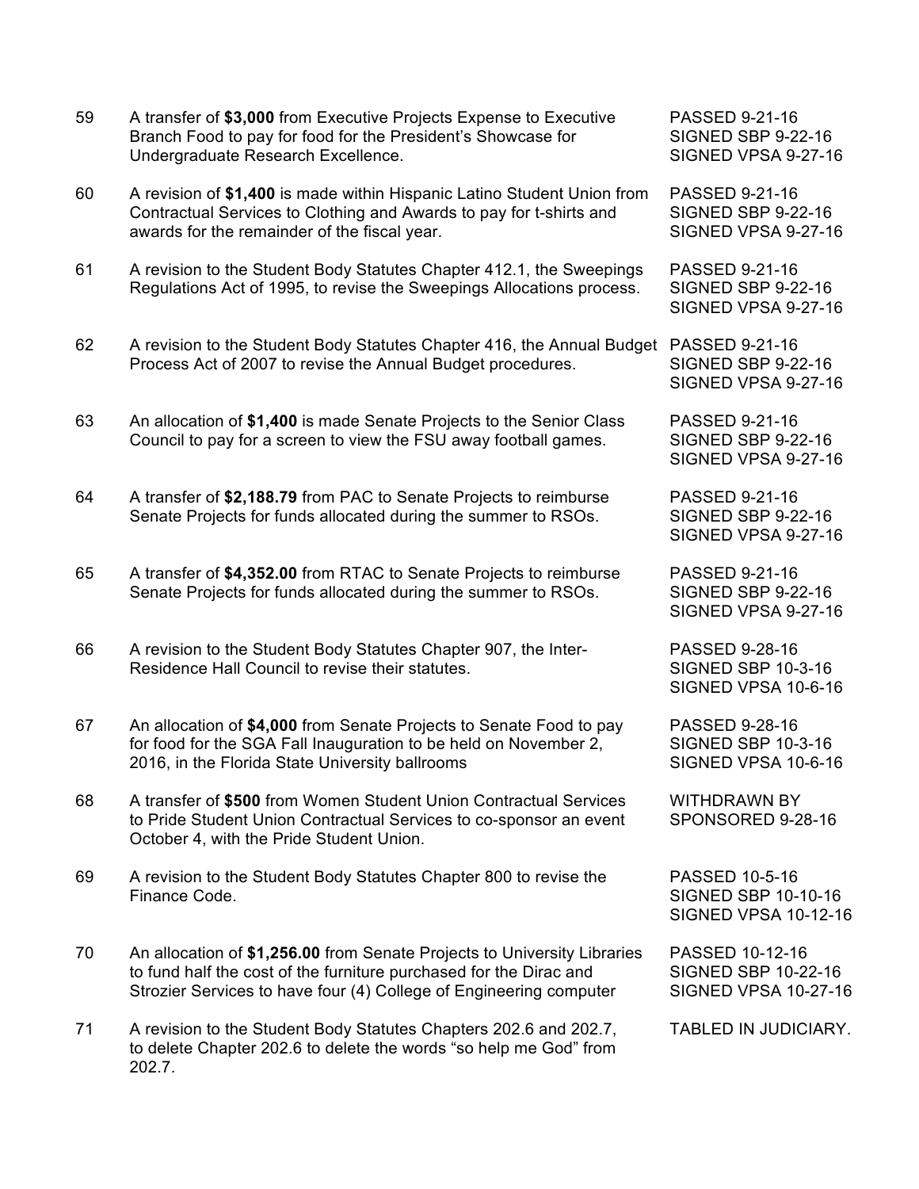| | | |
|---|---|---|
| 59 | A transfer of **$3,000** from Executive Projects Expense to Executive Branch Food to pay for food for the President's Showcase for Undergraduate Research Excellence. | PASSED 9-21-16<br>SIGNED SBP 9-22-16<br>SIGNED VPSA 9-27-16 |
| 60 | A revision of **$1,400** is made within Hispanic Latino Student Union from Contractual Services to Clothing and Awards to pay for t-shirts and awards for the remainder of the fiscal year. | PASSED 9-21-16<br>SIGNED SBP 9-22-16<br>SIGNED VPSA 9-27-16 |
| 61 | A revision to the Student Body Statutes Chapter 412.1, the Sweepings Regulations Act of 1995, to revise the Sweepings Allocations process. | PASSED 9-21-16<br>SIGNED SBP 9-22-16<br>SIGNED VPSA 9-27-16 |
| 62 | A revision to the Student Body Statutes Chapter 416, the Annual Budget Process Act of 2007 to revise the Annual Budget procedures. | PASSED 9-21-16<br>SIGNED SBP 9-22-16<br>SIGNED VPSA 9-27-16 |
| 63 | An allocation of **$1,400** is made Senate Projects to the Senior Class Council to pay for a screen to view the FSU away football games. | PASSED 9-21-16<br>SIGNED SBP 9-22-16<br>SIGNED VPSA 9-27-16 |
| 64 | A transfer of **$2,188.79** from PAC to Senate Projects to reimburse Senate Projects for funds allocated during the summer to RSOs. | PASSED 9-21-16<br>SIGNED SBP 9-22-16<br>SIGNED VPSA 9-27-16 |
| 65 | A transfer of **$4,352.00** from RTAC to Senate Projects to reimburse Senate Projects for funds allocated during the summer to RSOs. | PASSED 9-21-16<br>SIGNED SBP 9-22-16<br>SIGNED VPSA 9-27-16 |
| 66 | A revision to the Student Body Statutes Chapter 907, the Inter-Residence Hall Council to revise their statutes. | PASSED 9-28-16<br>SIGNED SBP 10-3-16<br>SIGNED VPSA 10-6-16 |
| 67 | An allocation of **$4,000** from Senate Projects to Senate Food to pay for food for the SGA Fall Inauguration to be held on November 2, 2016, in the Florida State University ballrooms | PASSED 9-28-16<br>SIGNED SBP 10-3-16<br>SIGNED VPSA 10-6-16 |
| 68 | A transfer of **$500** from Women Student Union Contractual Services to Pride Student Union Contractual Services to co-sponsor an event October 4, with the Pride Student Union. | WITHDRAWN BY SPONSORED 9-28-16 |
| 69 | A revision to the Student Body Statutes Chapter 800 to revise the Finance Code. | PASSED 10-5-16<br>SIGNED SBP 10-10-16<br>SIGNED VPSA 10-12-16 |
| 70 | An allocation of **$1,256.00** from Senate Projects to University Libraries to fund half the cost of the furniture purchased for the Dirac and Strozier Services to have four (4) College of Engineering computer | PASSED 10-12-16<br>SIGNED SBP 10-22-16<br>SIGNED VPSA 10-27-16 |
| 71 | A revision to the Student Body Statutes Chapters 202.6 and 202.7, to delete Chapter 202.6 to delete the words "so help me God" from 202.7. | TABLED IN JUDICIARY. |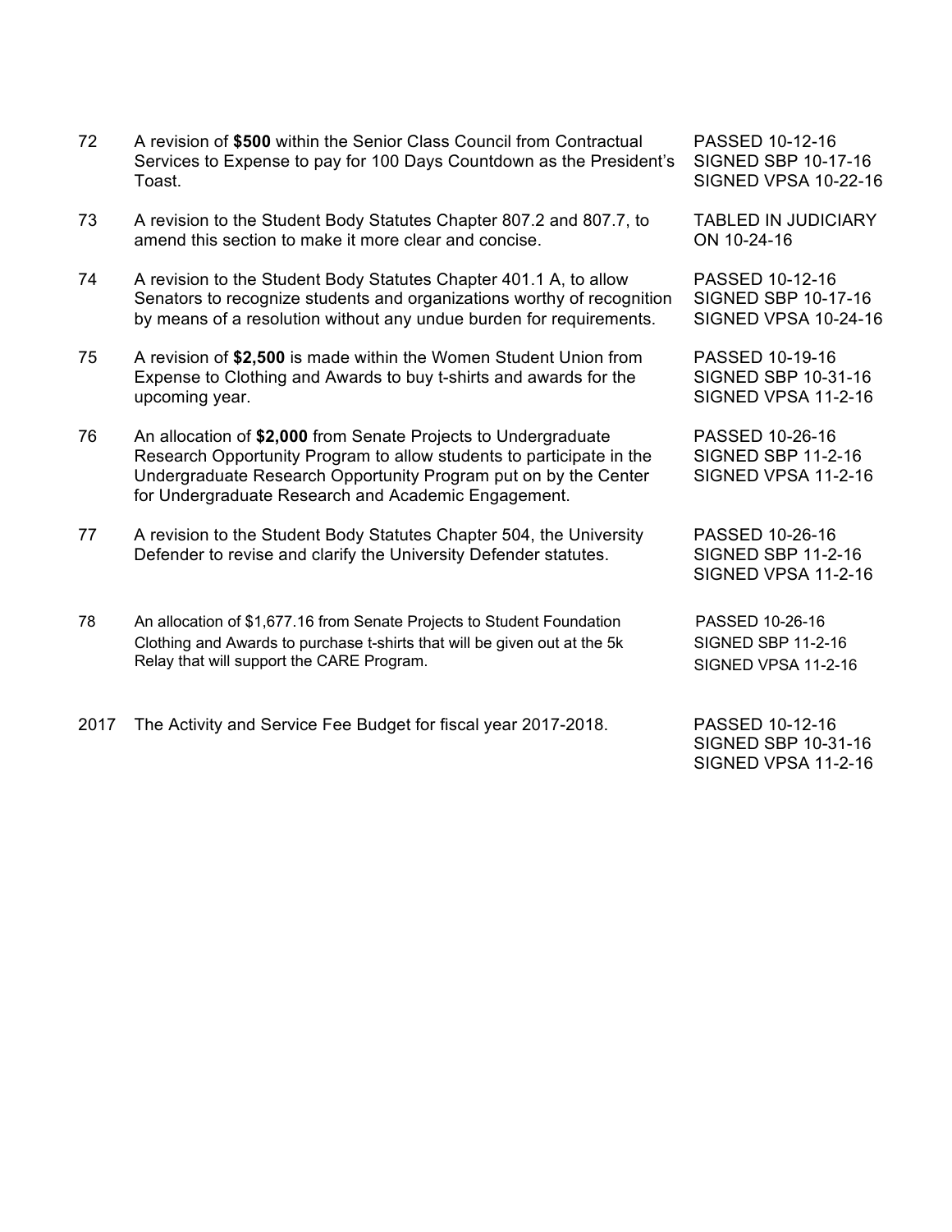| | | |
|---|---|---|
| 72 | A revision of **$500** within the Senior Class Council from Contractual Services to Expense to pay for 100 Days Countdown as the President's Toast. | PASSED 10-12-16<br>SIGNED SBP 10-17-16<br>SIGNED VPSA 10-22-16 |
| 73 | A revision to the Student Body Statutes Chapter 807.2 and 807.7, to amend this section to make it more clear and concise. | TABLED IN JUDICIARY ON 10-24-16 |
| 74 | A revision to the Student Body Statutes Chapter 401.1 A, to allow Senators to recognize students and organizations worthy of recognition by means of a resolution without any undue burden for requirements. | PASSED 10-12-16<br>SIGNED SBP 10-17-16<br>SIGNED VPSA 10-24-16 |
| 75 | A revision of **$2,500** is made within the Women Student Union from Expense to Clothing and Awards to buy t-shirts and awards for the upcoming year. | PASSED 10-19-16<br>SIGNED SBP 10-31-16<br>SIGNED VPSA 11-2-16 |
| 76 | An allocation of **$2,000** from Senate Projects to Undergraduate Research Opportunity Program to allow students to participate in the Undergraduate Research Opportunity Program put on by the Center for Undergraduate Research and Academic Engagement. | PASSED 10-26-16<br>SIGNED SBP 11-2-16<br>SIGNED VPSA 11-2-16 |
| 77 | A revision to the Student Body Statutes Chapter 504, the University Defender to revise and clarify the University Defender statutes. | PASSED 10-26-16<br>SIGNED SBP 11-2-16<br>SIGNED VPSA 11-2-16 |
| 78 | An allocation of $1,677.16 from Senate Projects to Student Foundation Clothing and Awards to purchase t-shirts that will be given out at the 5k Relay that will support the CARE Program. | PASSED 10-26-16<br>SIGNED SBP 11-2-16<br>SIGNED VPSA 11-2-16 |
| 2017 | The Activity and Service Fee Budget for fiscal year 2017-2018. | PASSED 10-12-16<br>SIGNED SBP 10-31-16<br>SIGNED VPSA 11-2-16 |